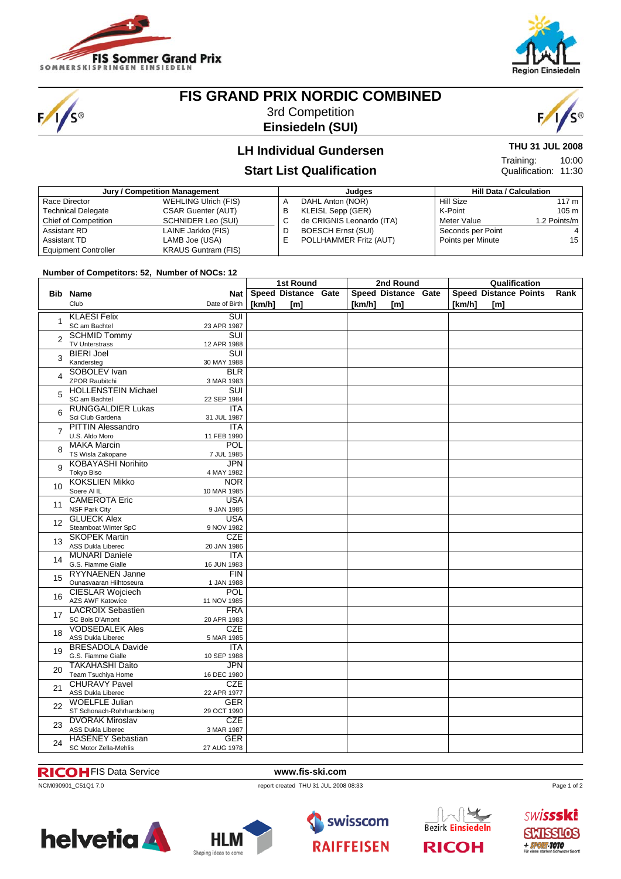# FIS GRAND PRIX NORDIC COMBINED

3rd Competition

**Einsiedeln (SUI)**

## LH Individual Gundersen

## Start List Qualification

**THU 31 JUL 2008**

Training: 10:00

Qualification: 11:30

| Jury / Competition Management | | Judges | | Hill Data / Calculation | |
|---|---|---|---|---|---|
| Race Director | WEHLING Ulrich (FIS) | A | DAHL Anton (NOR) | Hill Size | 117 m |
| Technical Delegate | CSAR Guenter (AUT) | B | KLEISL Sepp (GER) | K-Point | 105 m |
| Chief of Competition | SCHNIDER Leo (SUI) | C | de CRIGNIS Leonardo (ITA) | Meter Value | 1.2 Points/m |
| Assistant RD | LAINE Jarkko (FIS) | D | BOESCH Ernst (SUI) | Seconds per Point | 4 |
| Assistant TD | LAMB Joe (USA) | E | POLLHAMMER Fritz (AUT) | Points per Minute | 15 |
| Equipment Controller | KRAUS Guntram (FIS) | | | | |

**Number of Competitors: 52, Number of NOCs: 12**

| Bib | Name / Club | Nat / Date of Birth | 1st Round Speed [km/h] | 1st Round Distance [m] | 1st Round Gate | 2nd Round Speed [km/h] | 2nd Round Distance [m] | 2nd Round Gate | Qualification Speed [km/h] | Qualification Distance [m] | Qualification Points | Rank |
|---|---|---|---|---|---|---|---|---|---|---|---|---|
| 1 | KLAESI Felix<br>SC am Bachtel | SUI<br>23 APR 1987 | | | | | | | | | | |
| 2 | SCHMID Tommy<br>TV Unterstrass | SUI<br>12 APR 1988 | | | | | | | | | | |
| 3 | BIERI Joel<br>Kandersteg | SUI<br>30 MAY 1988 | | | | | | | | | | |
| 4 | SOBOLEV Ivan<br>ZPOR Raubitchi | BLR<br>3 MAR 1983 | | | | | | | | | | |
| 5 | HOLLENSTEIN Michael<br>SC am Bachtel | SUI<br>22 SEP 1984 | | | | | | | | | | |
| 6 | RUNGGALDIER Lukas<br>Sci Club Gardena | ITA<br>31 JUL 1987 | | | | | | | | | | |
| 7 | PITTIN Alessandro<br>U.S. Aldo Moro | ITA<br>11 FEB 1990 | | | | | | | | | | |
| 8 | MAKA Marcin<br>TS Wisla Zakopane | POL<br>7 JUL 1985 | | | | | | | | | | |
| 9 | KOBAYASHI Norihito<br>Tokyo Biso | JPN<br>4 MAY 1982 | | | | | | | | | | |
| 10 | KOKSLIEN Mikko<br>Soere Al IL | NOR<br>10 MAR 1985 | | | | | | | | | | |
| 11 | CAMEROTA Eric<br>NSF Park City | USA<br>9 JAN 1985 | | | | | | | | | | |
| 12 | GLUECK Alex<br>Steamboat Winter SpC | USA<br>9 NOV 1982 | | | | | | | | | | |
| 13 | SKOPEK Martin<br>ASS Dukla Liberec | CZE<br>20 JAN 1986 | | | | | | | | | | |
| 14 | MUNARI Daniele<br>G.S. Fiamme Gialle | ITA<br>16 JUN 1983 | | | | | | | | | | |
| 15 | RYYNAENEN Janne<br>Ounasvaaran Hiihtoseura | FIN<br>1 JAN 1988 | | | | | | | | | | |
| 16 | CIESLAR Wojciech<br>AZS AWF Katowice | POL<br>11 NOV 1985 | | | | | | | | | | |
| 17 | LACROIX Sebastien<br>SC Bois D'Amont | FRA<br>20 APR 1983 | | | | | | | | | | |
| 18 | VODSEDALEK Ales<br>ASS Dukla Liberec | CZE<br>5 MAR 1985 | | | | | | | | | | |
| 19 | BRESADOLA Davide<br>G.S. Fiamme Gialle | ITA<br>10 SEP 1988 | | | | | | | | | | |
| 20 | TAKAHASHI Daito<br>Team Tsuchiya Home | JPN<br>16 DEC 1980 | | | | | | | | | | |
| 21 | CHURAVY Pavel<br>ASS Dukla Liberec | CZE<br>22 APR 1977 | | | | | | | | | | |
| 22 | WOELFLE Julian<br>ST Schonach-Rohrhardsberg | GER<br>29 OCT 1990 | | | | | | | | | | |
| 23 | DVORAK Miroslav<br>ASS Dukla Liberec | CZE<br>3 MAR 1987 | | | | | | | | | | |
| 24 | HASENEY Sebastian<br>SC Motor Zella-Mehlis | GER<br>27 AUG 1978 | | | | | | | | | | |

RICOH FIS Data Service www.fis-ski.com

NCM090901_C51Q1 7.0 report created THU 31 JUL 2008 08:33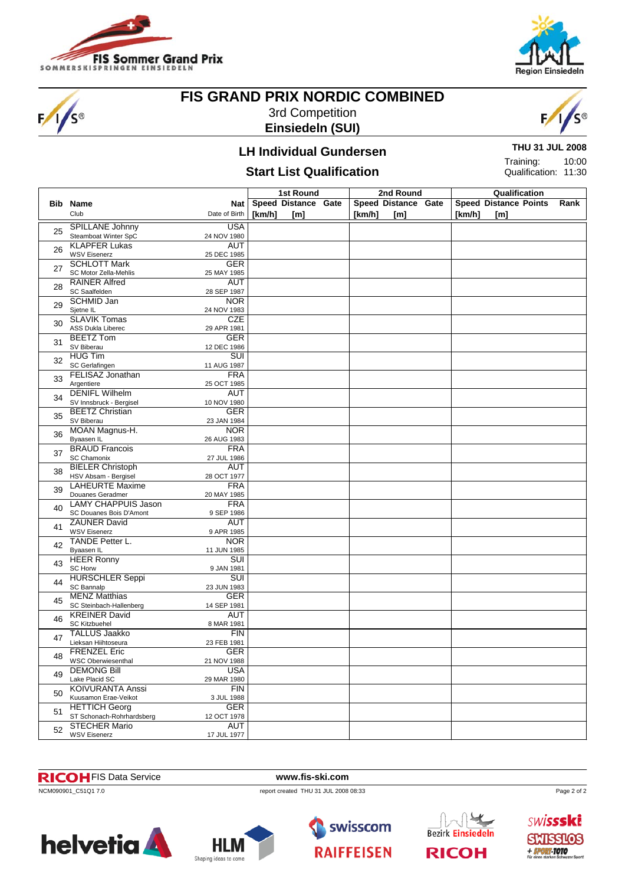# FIS GRAND PRIX NORDIC COMBINED

3rd Competition

**Einsiedeln (SUI)**

## LH Individual Gundersen

## Start List Qualification

**THU 31 JUL 2008**

Training: 10:00

Qualification: 11:30

| Bib | Name / Club | Nat / Date of Birth | 1st Round Speed [km/h] | 1st Round Distance [m] | 1st Round Gate | 2nd Round Speed [km/h] | 2nd Round Distance [m] | 2nd Round Gate | Qualification Speed [km/h] | Qualification Distance [m] | Qualification Points | Rank |
|---|---|---|---|---|---|---|---|---|---|---|---|---|
| 25 | SPILLANE Johnny<br>Steamboat Winter SpC | USA<br>24 NOV 1980 | | | | | | | | | | |
| 26 | KLAPFER Lukas<br>WSV Eisenerz | AUT<br>25 DEC 1985 | | | | | | | | | | |
| 27 | SCHLOTT Mark<br>SC Motor Zella-Mehlis | GER<br>25 MAY 1985 | | | | | | | | | | |
| 28 | RAINER Alfred<br>SC Saalfelden | AUT<br>28 SEP 1987 | | | | | | | | | | |
| 29 | SCHMID Jan<br>Sjetne IL | NOR<br>24 NOV 1983 | | | | | | | | | | |
| 30 | SLAVIK Tomas<br>ASS Dukla Liberec | CZE<br>29 APR 1981 | | | | | | | | | | |
| 31 | BEETZ Tom<br>SV Biberau | GER<br>12 DEC 1986 | | | | | | | | | | |
| 32 | HUG Tim<br>SC Gerlafingen | SUI<br>11 AUG 1987 | | | | | | | | | | |
| 33 | FELISAZ Jonathan<br>Argentiere | FRA<br>25 OCT 1985 | | | | | | | | | | |
| 34 | DENIFL Wilhelm<br>SV Innsbruck - Bergisel | AUT<br>10 NOV 1980 | | | | | | | | | | |
| 35 | BEETZ Christian<br>SV Biberau | GER<br>23 JAN 1984 | | | | | | | | | | |
| 36 | MOAN Magnus-H.<br>Byaasen IL | NOR<br>26 AUG 1983 | | | | | | | | | | |
| 37 | BRAUD Francois<br>SC Chamonix | FRA<br>27 JUL 1986 | | | | | | | | | | |
| 38 | BIELER Christoph<br>HSV Absam - Bergisel | AUT<br>28 OCT 1977 | | | | | | | | | | |
| 39 | LAHEURTE Maxime<br>Douanes Geradmer | FRA<br>20 MAY 1985 | | | | | | | | | | |
| 40 | LAMY CHAPPUIS Jason<br>SC Douanes Bois D'Amont | FRA<br>9 SEP 1986 | | | | | | | | | | |
| 41 | ZAUNER David<br>WSV Eisenerz | AUT<br>9 APR 1985 | | | | | | | | | | |
| 42 | TANDE Petter L.<br>Byaasen IL | NOR<br>11 JUN 1985 | | | | | | | | | | |
| 43 | HEER Ronny<br>SC Horw | SUI<br>9 JAN 1981 | | | | | | | | | | |
| 44 | HURSCHLER Seppi<br>SC Bannalp | SUI<br>23 JUN 1983 | | | | | | | | | | |
| 45 | MENZ Matthias<br>SC Steinbach-Hallenberg | GER<br>14 SEP 1981 | | | | | | | | | | |
| 46 | KREINER David<br>SC Kitzbuehel | AUT<br>8 MAR 1981 | | | | | | | | | | |
| 47 | TALLUS Jaakko<br>Lieksan Hiihtoseura | FIN<br>23 FEB 1981 | | | | | | | | | | |
| 48 | FRENZEL Eric<br>WSC Oberwiesenthal | GER<br>21 NOV 1988 | | | | | | | | | | |
| 49 | DEMONG Bill<br>Lake Placid SC | USA<br>29 MAR 1980 | | | | | | | | | | |
| 50 | KOIVURANTA Anssi<br>Kuusamon Erae-Veikot | FIN<br>3 JUL 1988 | | | | | | | | | | |
| 51 | HETTICH Georg<br>ST Schonach-Rohrhardsberg | GER<br>12 OCT 1978 | | | | | | | | | | |
| 52 | STECHER Mario<br>WSV Eisenerz | AUT<br>17 JUL 1977 | | | | | | | | | | |

RICOH FIS Data Service www.fis-ski.com

NCM090901_C51Q1 7.0 report created THU 31 JUL 2008 08:33